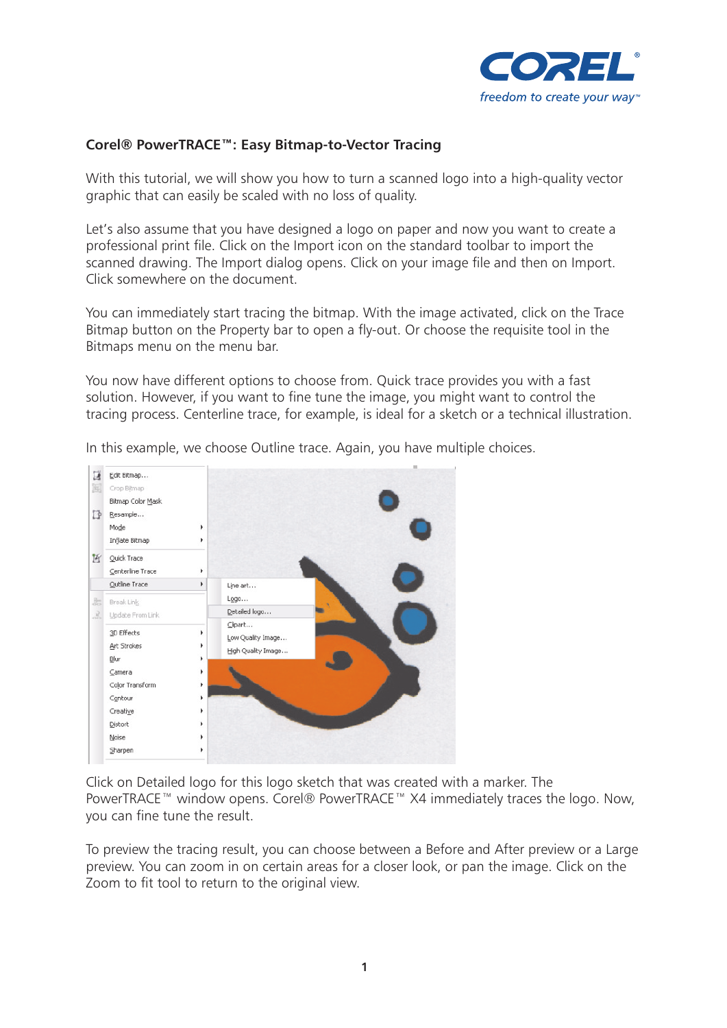## Corel® PowerTRACE™: Easy Bitmap-to-Vector Tracing

With this tutorial, we will show you how to turn a scanned logo into a high-quality vector graphic that can easily be scaled with no loss of quality.

Let's also assume that you have designed a logo on paper and now you want to create a professional print file. Click on the Import icon on the standard toolbar to import the scanned drawing. The Import dialog opens. Click on your image file and then on Import. Click somewhere on the document.

You can immediately start tracing the bitmap. With the image activated, click on the Trace Bitmap button on the Property bar to open a fly-out. Or choose the requisite tool in the Bitmaps menu on the menu bar.

You now have different options to choose from. Quick trace provides you with a fast solution. However, if you want to fine tune the image, you might want to control the tracing process. Centerline trace, for example, is ideal for a sketch or a technical illustration.

In this example, we choose Outline trace. Again, you have multiple choices.

Click on Detailed logo for this logo sketch that was created with a marker. The PowerTRACE™ window opens. Corel® PowerTRACE™ X4 immediately traces the logo. Now, you can fine tune the result.

To preview the tracing result, you can choose between a Before and After preview or a Large preview. You can zoom in on certain areas for a closer look, or pan the image. Click on the Zoom to fit tool to return to the original view.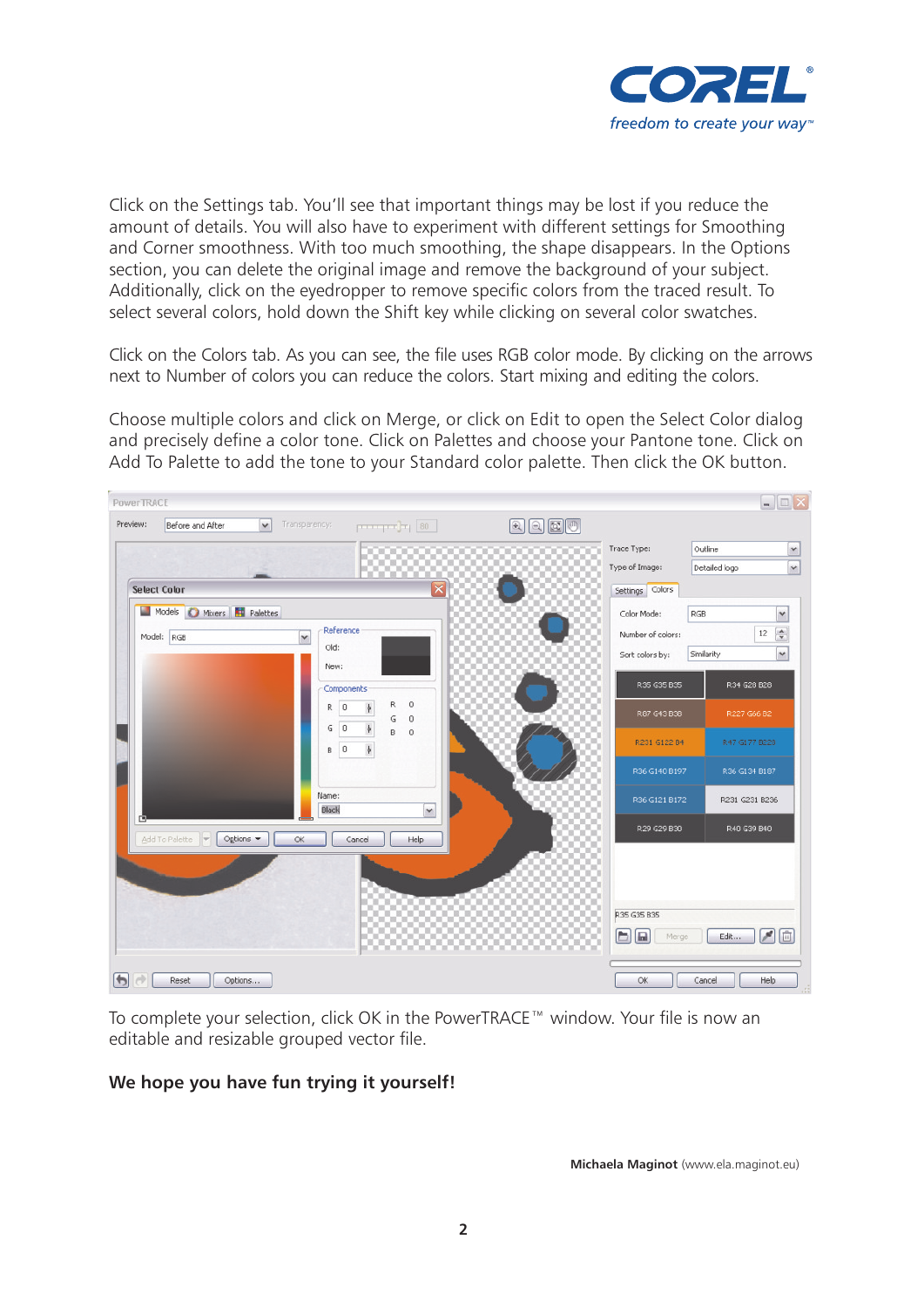Click on the Settings tab. You'll see that important things may be lost if you reduce the amount of details. You will also have to experiment with different settings for Smoothing and Corner smoothness. With too much smoothing, the shape disappears. In the Options section, you can delete the original image and remove the background of your subject. Additionally, click on the eyedropper to remove specific colors from the traced result. To select several colors, hold down the Shift key while clicking on several color swatches.

Click on the Colors tab. As you can see, the file uses RGB color mode. By clicking on the arrows next to Number of colors you can reduce the colors. Start mixing and editing the colors.

Choose multiple colors and click on Merge, or click on Edit to open the Select Color dialog and precisely define a color tone. Click on Palettes and choose your Pantone tone. Click on Add To Palette to add the tone to your Standard color palette. Then click the OK button.

To complete your selection, click OK in the PowerTRACE™ window. Your file is now an editable and resizable grouped vector file.

**We hope you have fun trying it yourself!**

**Michaela Maginot** (www.ela.maginot.eu)